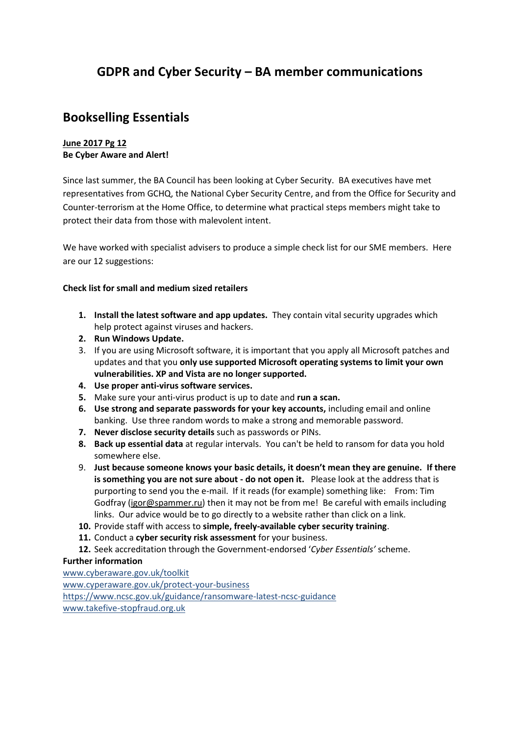# GDPR and Cyber Security – BA member communications

## Bookselling Essentials

**June 2017 Pg 12**
**Be Cyber Aware and Alert!**

Since last summer, the BA Council has been looking at Cyber Security. BA executives have met representatives from GCHQ, the National Cyber Security Centre, and from the Office for Security and Counter-terrorism at the Home Office, to determine what practical steps members might take to protect their data from those with malevolent intent.

We have worked with specialist advisers to produce a simple check list for our SME members. Here are our 12 suggestions:

**Check list for small and medium sized retailers**

1. **Install the latest software and app updates.** They contain vital security upgrades which help protect against viruses and hackers.
2. **Run Windows Update.**
3. If you are using Microsoft software, it is important that you apply all Microsoft patches and updates and that you **only use supported Microsoft operating systems to limit your own vulnerabilities. XP and Vista are no longer supported.**
4. **Use proper anti-virus software services.**
5. Make sure your anti-virus product is up to date and **run a scan.**
6. **Use strong and separate passwords for your key accounts,** including email and online banking. Use three random words to make a strong and memorable password.
7. **Never disclose security details** such as passwords or PINs.
8. **Back up essential data** at regular intervals. You can't be held to ransom for data you hold somewhere else.
9. **Just because someone knows your basic details, it doesn't mean they are genuine. If there is something you are not sure about - do not open it.** Please look at the address that is purporting to send you the e-mail. If it reads (for example) something like: From: Tim Godfray (igor@spammer.ru) then it may not be from me! Be careful with emails including links. Our advice would be to go directly to a website rather than click on a link.
10. Provide staff with access to **simple, freely-available cyber security training**.
11. Conduct a **cyber security risk assessment** for your business.
12. Seek accreditation through the Government-endorsed '*Cyber Essentials'* scheme.

**Further information**

www.cyberaware.gov.uk/toolkit
www.cyperaware.gov.uk/protect-your-business
https://www.ncsc.gov.uk/guidance/ransomware-latest-ncsc-guidance
www.takefive-stopfraud.org.uk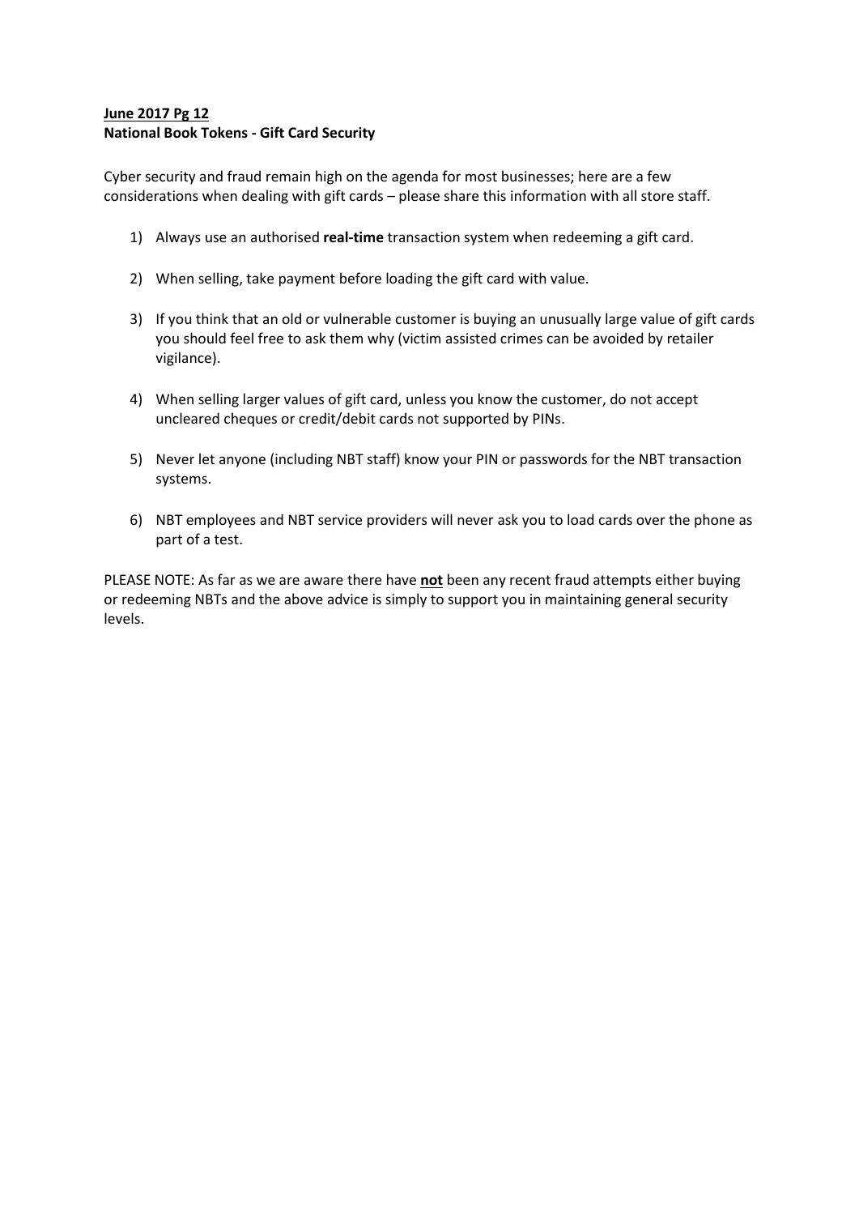**<u>June 2017 Pg 12</u>**
**National Book Tokens - Gift Card Security**

Cyber security and fraud remain high on the agenda for most businesses; here are a few considerations when dealing with gift cards – please share this information with all store staff.

1) Always use an authorised **real-time** transaction system when redeeming a gift card.

2) When selling, take payment before loading the gift card with value.

3) If you think that an old or vulnerable customer is buying an unusually large value of gift cards you should feel free to ask them why (victim assisted crimes can be avoided by retailer vigilance).

4) When selling larger values of gift card, unless you know the customer, do not accept uncleared cheques or credit/debit cards not supported by PINs.

5) Never let anyone (including NBT staff) know your PIN or passwords for the NBT transaction systems.

6) NBT employees and NBT service providers will never ask you to load cards over the phone as part of a test.

PLEASE NOTE: As far as we are aware there have **<u>not</u>** been any recent fraud attempts either buying or redeeming NBTs and the above advice is simply to support you in maintaining general security levels.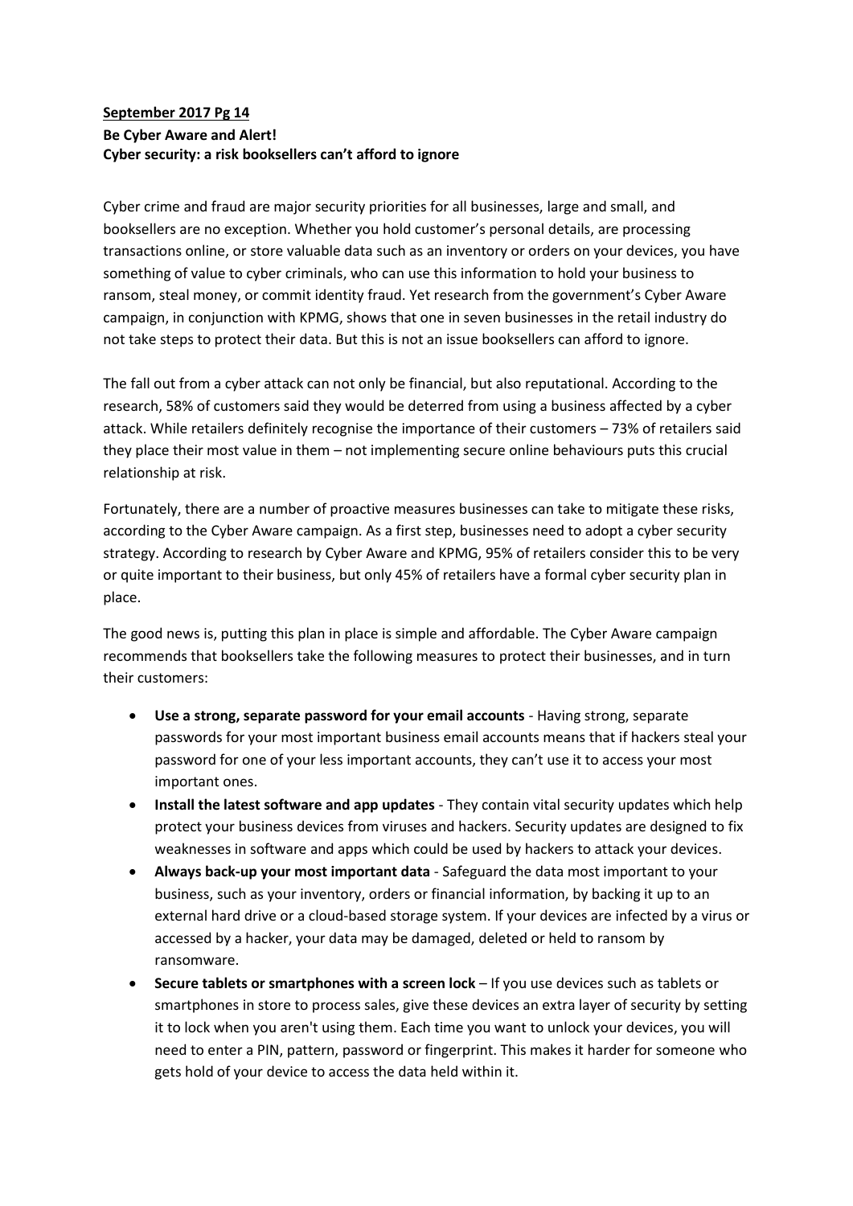**September 2017 Pg 14**

**Be Cyber Aware and Alert!**

**Cyber security: a risk booksellers can't afford to ignore**

Cyber crime and fraud are major security priorities for all businesses, large and small, and booksellers are no exception. Whether you hold customer's personal details, are processing transactions online, or store valuable data such as an inventory or orders on your devices, you have something of value to cyber criminals, who can use this information to hold your business to ransom, steal money, or commit identity fraud. Yet research from the government's Cyber Aware campaign, in conjunction with KPMG, shows that one in seven businesses in the retail industry do not take steps to protect their data. But this is not an issue booksellers can afford to ignore.

The fall out from a cyber attack can not only be financial, but also reputational. According to the research, 58% of customers said they would be deterred from using a business affected by a cyber attack. While retailers definitely recognise the importance of their customers – 73% of retailers said they place their most value in them – not implementing secure online behaviours puts this crucial relationship at risk.

Fortunately, there are a number of proactive measures businesses can take to mitigate these risks, according to the Cyber Aware campaign. As a first step, businesses need to adopt a cyber security strategy. According to research by Cyber Aware and KPMG, 95% of retailers consider this to be very or quite important to their business, but only 45% of retailers have a formal cyber security plan in place.

The good news is, putting this plan in place is simple and affordable. The Cyber Aware campaign recommends that booksellers take the following measures to protect their businesses, and in turn their customers:

- **Use a strong, separate password for your email accounts** - Having strong, separate passwords for your most important business email accounts means that if hackers steal your password for one of your less important accounts, they can't use it to access your most important ones.
- **Install the latest software and app updates** - They contain vital security updates which help protect your business devices from viruses and hackers. Security updates are designed to fix weaknesses in software and apps which could be used by hackers to attack your devices.
- **Always back-up your most important data** - Safeguard the data most important to your business, such as your inventory, orders or financial information, by backing it up to an external hard drive or a cloud-based storage system. If your devices are infected by a virus or accessed by a hacker, your data may be damaged, deleted or held to ransom by ransomware.
- **Secure tablets or smartphones with a screen lock** – If you use devices such as tablets or smartphones in store to process sales, give these devices an extra layer of security by setting it to lock when you aren't using them. Each time you want to unlock your devices, you will need to enter a PIN, pattern, password or fingerprint. This makes it harder for someone who gets hold of your device to access the data held within it.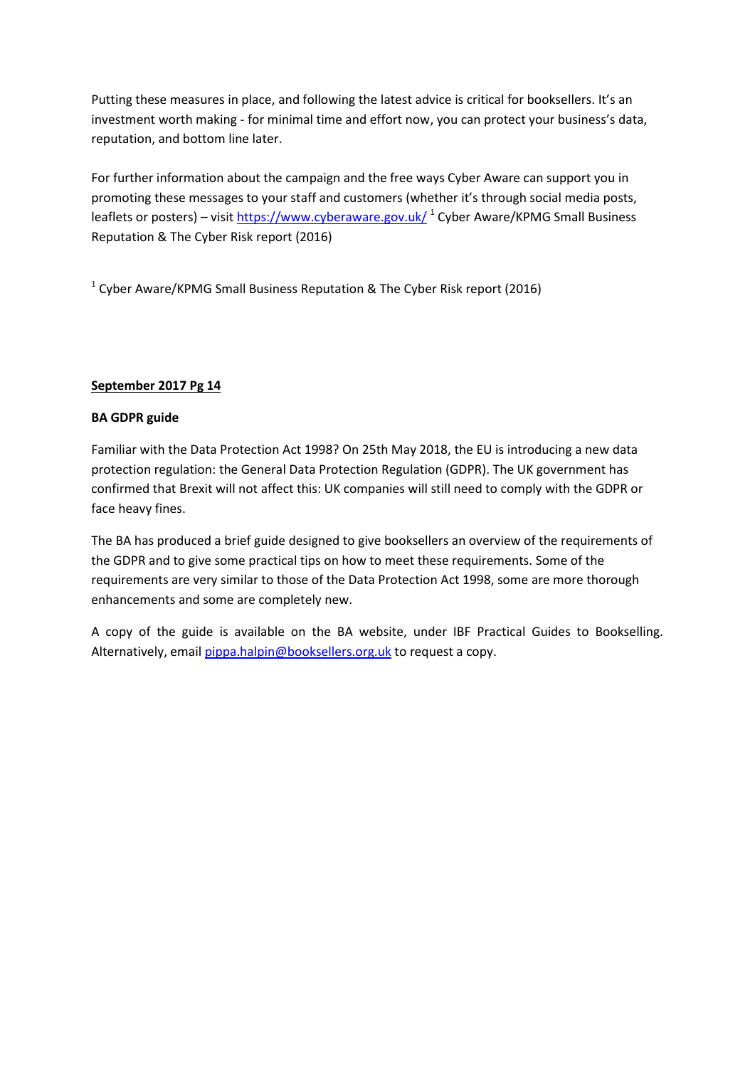Putting these measures in place, and following the latest advice is critical for booksellers. It's an investment worth making - for minimal time and effort now, you can protect your business's data, reputation, and bottom line later.

For further information about the campaign and the free ways Cyber Aware can support you in promoting these messages to your staff and customers (whether it's through social media posts, leaflets or posters) – visit https://www.cyberaware.gov.uk/ [1] Cyber Aware/KPMG Small Business Reputation & The Cyber Risk report (2016)

[1] Cyber Aware/KPMG Small Business Reputation & The Cyber Risk report (2016)

**<u>September 2017 Pg 14</u>**

**BA GDPR guide**

Familiar with the Data Protection Act 1998? On 25th May 2018, the EU is introducing a new data protection regulation: the General Data Protection Regulation (GDPR). The UK government has confirmed that Brexit will not affect this: UK companies will still need to comply with the GDPR or face heavy fines.

The BA has produced a brief guide designed to give booksellers an overview of the requirements of the GDPR and to give some practical tips on how to meet these requirements. Some of the requirements are very similar to those of the Data Protection Act 1998, some are more thorough enhancements and some are completely new.

A copy of the guide is available on the BA website, under IBF Practical Guides to Bookselling. Alternatively, email pippa.halpin@booksellers.org.uk to request a copy.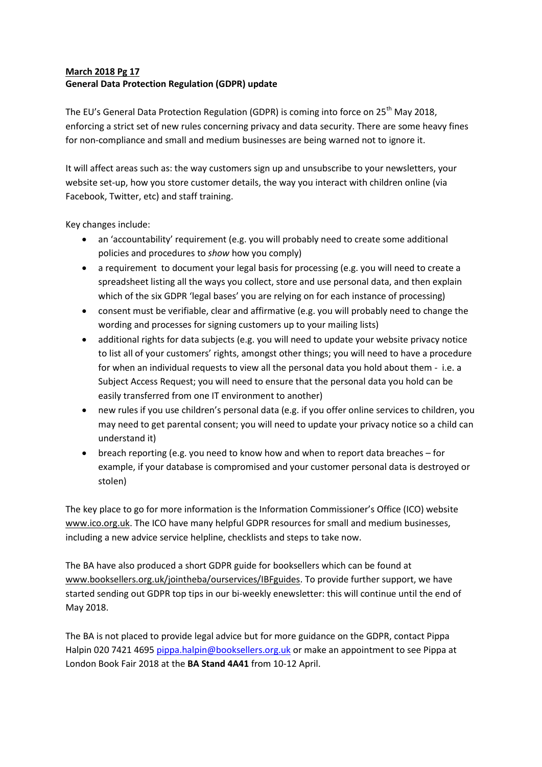**March 2018 Pg 17**

**General Data Protection Regulation (GDPR) update**

The EU's General Data Protection Regulation (GDPR) is coming into force on 25th May 2018, enforcing a strict set of new rules concerning privacy and data security. There are some heavy fines for non-compliance and small and medium businesses are being warned not to ignore it.

It will affect areas such as: the way customers sign up and unsubscribe to your newsletters, your website set-up, how you store customer details, the way you interact with children online (via Facebook, Twitter, etc) and staff training.

Key changes include:

- an 'accountability' requirement (e.g. you will probably need to create some additional policies and procedures to *show* how you comply)
- a requirement to document your legal basis for processing (e.g. you will need to create a spreadsheet listing all the ways you collect, store and use personal data, and then explain which of the six GDPR 'legal bases' you are relying on for each instance of processing)
- consent must be verifiable, clear and affirmative (e.g. you will probably need to change the wording and processes for signing customers up to your mailing lists)
- additional rights for data subjects (e.g. you will need to update your website privacy notice to list all of your customers' rights, amongst other things; you will need to have a procedure for when an individual requests to view all the personal data you hold about them - i.e. a Subject Access Request; you will need to ensure that the personal data you hold can be easily transferred from one IT environment to another)
- new rules if you use children's personal data (e.g. if you offer online services to children, you may need to get parental consent; you will need to update your privacy notice so a child can understand it)
- breach reporting (e.g. you need to know how and when to report data breaches – for example, if your database is compromised and your customer personal data is destroyed or stolen)

The key place to go for more information is the Information Commissioner's Office (ICO) website www.ico.org.uk. The ICO have many helpful GDPR resources for small and medium businesses, including a new advice service helpline, checklists and steps to take now.

The BA have also produced a short GDPR guide for booksellers which can be found at www.booksellers.org.uk/jointheba/ourservices/IBFguides. To provide further support, we have started sending out GDPR top tips in our bi-weekly enewsletter: this will continue until the end of May 2018.

The BA is not placed to provide legal advice but for more guidance on the GDPR, contact Pippa Halpin 020 7421 4695 pippa.halpin@booksellers.org.uk or make an appointment to see Pippa at London Book Fair 2018 at the **BA Stand 4A41** from 10-12 April.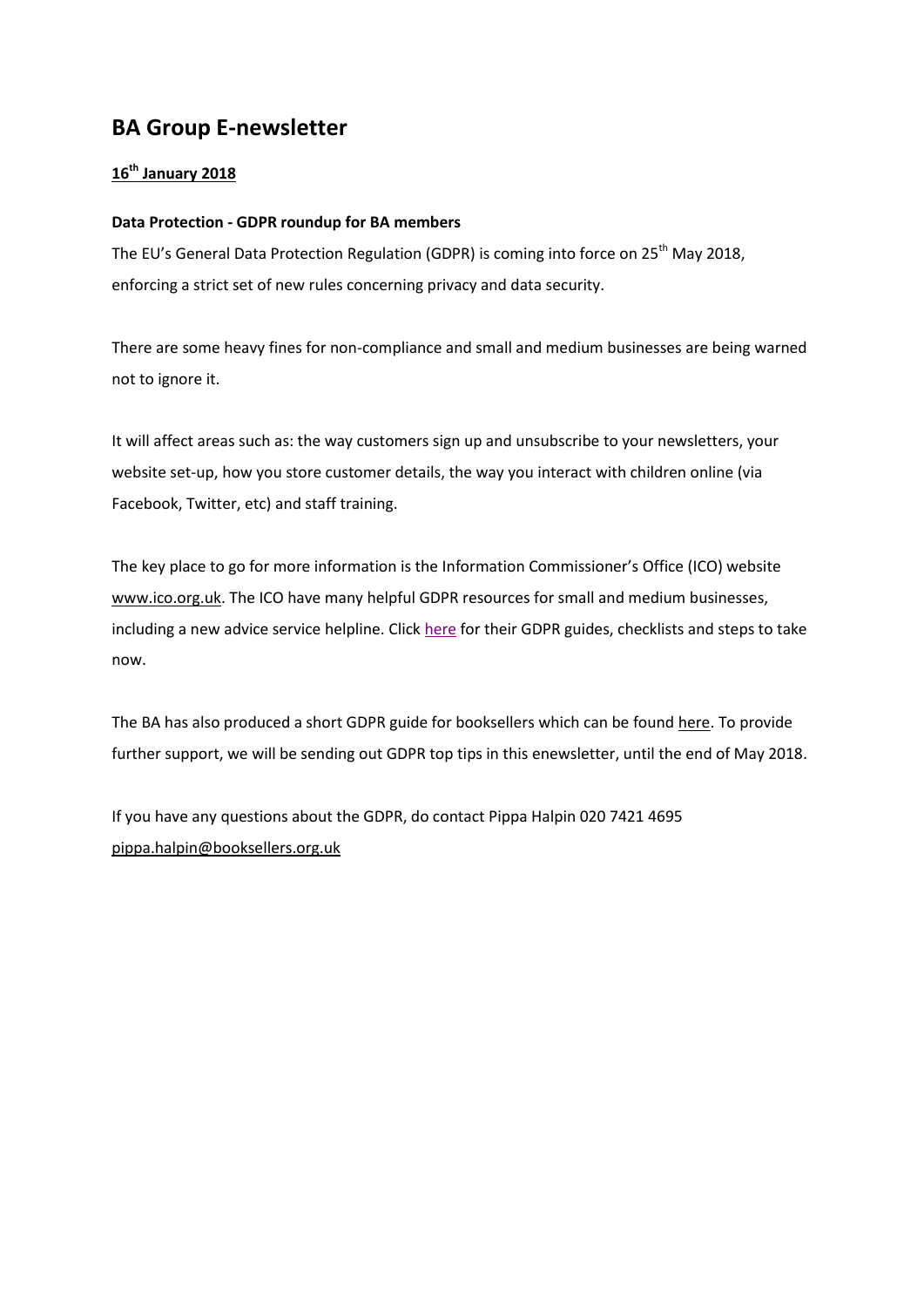# BA Group E-newsletter

**16th January 2018**

**Data Protection - GDPR roundup for BA members**

The EU's General Data Protection Regulation (GDPR) is coming into force on 25th May 2018, enforcing a strict set of new rules concerning privacy and data security.

There are some heavy fines for non-compliance and small and medium businesses are being warned not to ignore it.

It will affect areas such as: the way customers sign up and unsubscribe to your newsletters, your website set-up, how you store customer details, the way you interact with children online (via Facebook, Twitter, etc) and staff training.

The key place to go for more information is the Information Commissioner's Office (ICO) website www.ico.org.uk. The ICO have many helpful GDPR resources for small and medium businesses, including a new advice service helpline. Click here for their GDPR guides, checklists and steps to take now.

The BA has also produced a short GDPR guide for booksellers which can be found here. To provide further support, we will be sending out GDPR top tips in this enewsletter, until the end of May 2018.

If you have any questions about the GDPR, do contact Pippa Halpin 020 7421 4695 pippa.halpin@booksellers.org.uk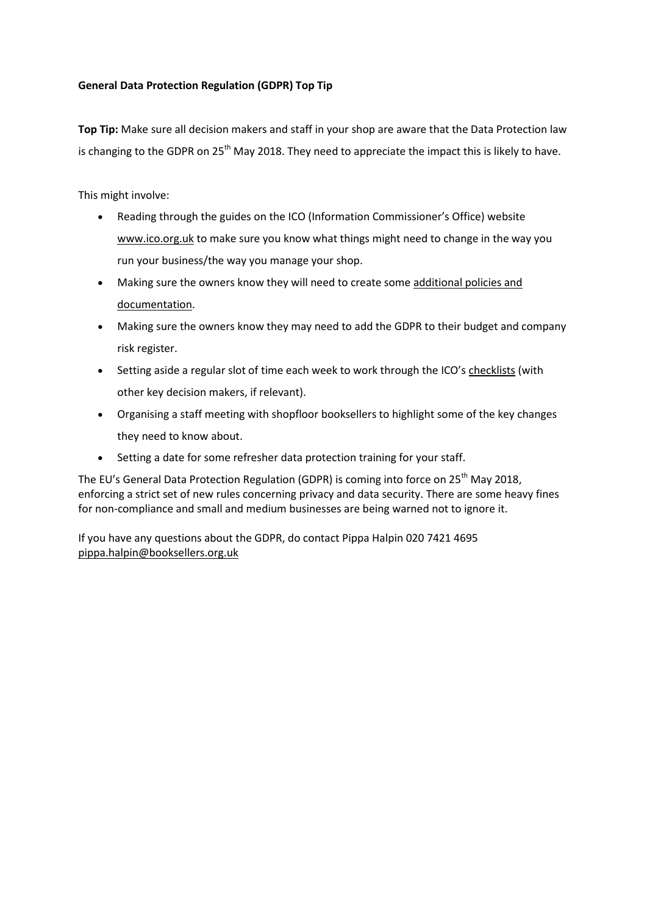**General Data Protection Regulation (GDPR) Top Tip**

**Top Tip:** Make sure all decision makers and staff in your shop are aware that the Data Protection law is changing to the GDPR on 25th May 2018. They need to appreciate the impact this is likely to have.

This might involve:

- Reading through the guides on the ICO (Information Commissioner's Office) website www.ico.org.uk to make sure you know what things might need to change in the way you run your business/the way you manage your shop.
- Making sure the owners know they will need to create some additional policies and documentation.
- Making sure the owners know they may need to add the GDPR to their budget and company risk register.
- Setting aside a regular slot of time each week to work through the ICO's checklists (with other key decision makers, if relevant).
- Organising a staff meeting with shopfloor booksellers to highlight some of the key changes they need to know about.
- Setting a date for some refresher data protection training for your staff.

The EU's General Data Protection Regulation (GDPR) is coming into force on 25th May 2018, enforcing a strict set of new rules concerning privacy and data security. There are some heavy fines for non-compliance and small and medium businesses are being warned not to ignore it.

If you have any questions about the GDPR, do contact Pippa Halpin 020 7421 4695 pippa.halpin@booksellers.org.uk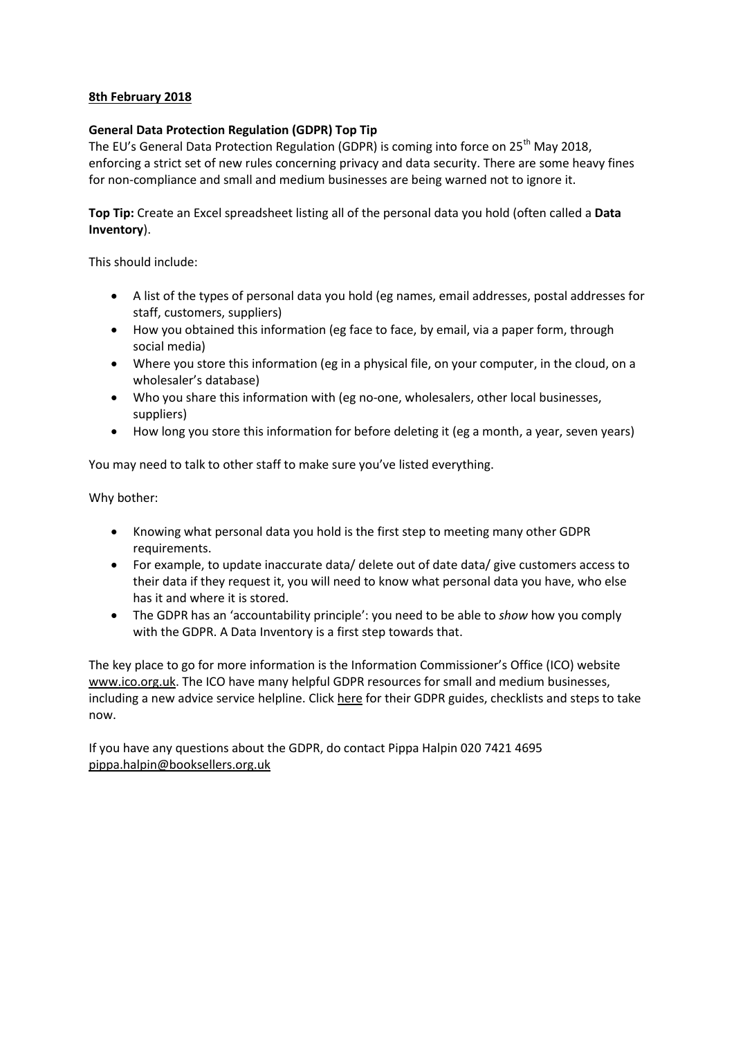**8th February 2018**

**General Data Protection Regulation (GDPR) Top Tip**

The EU's General Data Protection Regulation (GDPR) is coming into force on 25th May 2018, enforcing a strict set of new rules concerning privacy and data security. There are some heavy fines for non-compliance and small and medium businesses are being warned not to ignore it.

**Top Tip:** Create an Excel spreadsheet listing all of the personal data you hold (often called a **Data Inventory**).

This should include:

- A list of the types of personal data you hold (eg names, email addresses, postal addresses for staff, customers, suppliers)
- How you obtained this information (eg face to face, by email, via a paper form, through social media)
- Where you store this information (eg in a physical file, on your computer, in the cloud, on a wholesaler's database)
- Who you share this information with (eg no-one, wholesalers, other local businesses, suppliers)
- How long you store this information for before deleting it (eg a month, a year, seven years)

You may need to talk to other staff to make sure you've listed everything.

Why bother:

- Knowing what personal data you hold is the first step to meeting many other GDPR requirements.
- For example, to update inaccurate data/ delete out of date data/ give customers access to their data if they request it, you will need to know what personal data you have, who else has it and where it is stored.
- The GDPR has an 'accountability principle': you need to be able to *show* how you comply with the GDPR. A Data Inventory is a first step towards that.

The key place to go for more information is the Information Commissioner's Office (ICO) website www.ico.org.uk. The ICO have many helpful GDPR resources for small and medium businesses, including a new advice service helpline. Click here for their GDPR guides, checklists and steps to take now.

If you have any questions about the GDPR, do contact Pippa Halpin 020 7421 4695 pippa.halpin@booksellers.org.uk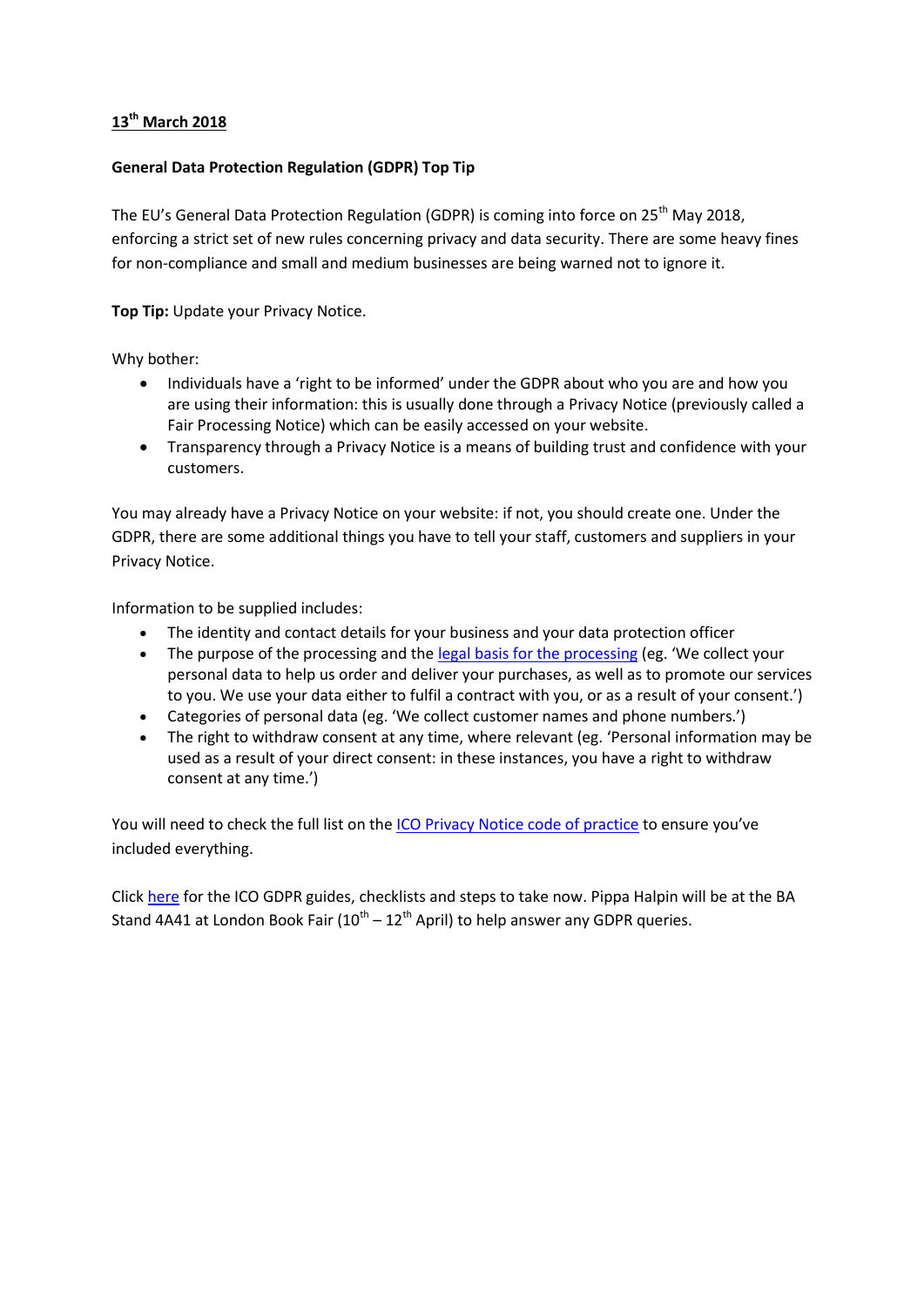**13th March 2018**

**General Data Protection Regulation (GDPR) Top Tip**

The EU's General Data Protection Regulation (GDPR) is coming into force on 25th May 2018, enforcing a strict set of new rules concerning privacy and data security. There are some heavy fines for non-compliance and small and medium businesses are being warned not to ignore it.

**Top Tip:** Update your Privacy Notice.

Why bother:

- Individuals have a 'right to be informed' under the GDPR about who you are and how you are using their information: this is usually done through a Privacy Notice (previously called a Fair Processing Notice) which can be easily accessed on your website.
- Transparency through a Privacy Notice is a means of building trust and confidence with your customers.

You may already have a Privacy Notice on your website: if not, you should create one. Under the GDPR, there are some additional things you have to tell your staff, customers and suppliers in your Privacy Notice.

Information to be supplied includes:

- The identity and contact details for your business and your data protection officer
- The purpose of the processing and the legal basis for the processing (eg. 'We collect your personal data to help us order and deliver your purchases, as well as to promote our services to you. We use your data either to fulfil a contract with you, or as a result of your consent.')
- Categories of personal data (eg. 'We collect customer names and phone numbers.')
- The right to withdraw consent at any time, where relevant (eg. 'Personal information may be used as a result of your direct consent: in these instances, you have a right to withdraw consent at any time.')

You will need to check the full list on the ICO Privacy Notice code of practice to ensure you've included everything.

Click here for the ICO GDPR guides, checklists and steps to take now. Pippa Halpin will be at the BA Stand 4A41 at London Book Fair (10th – 12th April) to help answer any GDPR queries.